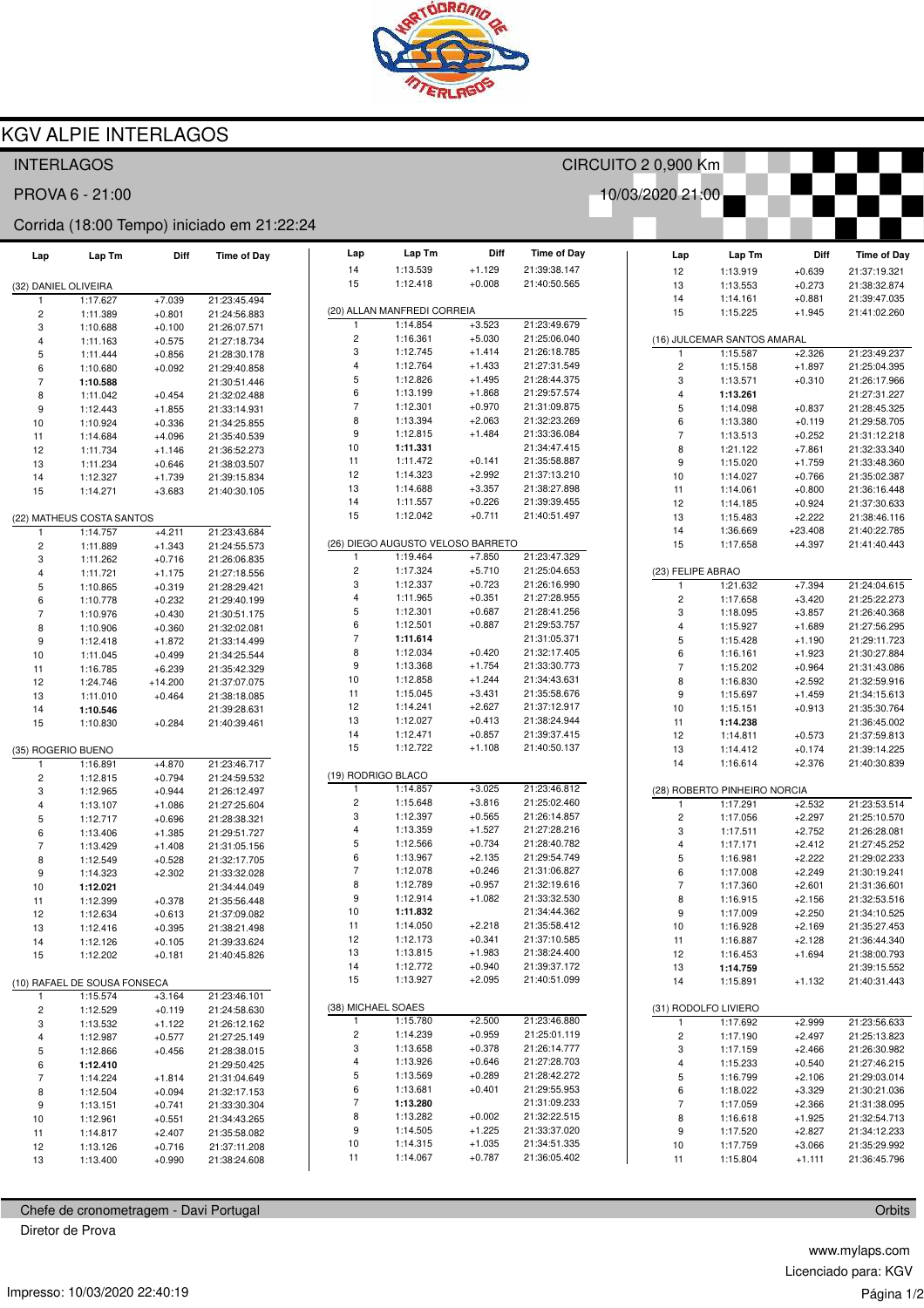# KGV ALPIE INTERLAGOS

INTERLAGOS — CIRCUITO 2 0,900 Km

PROVA 6 - 21:00 — 10/03/2020 21:00

Corrida (18:00 Tempo) iniciado em 21:22:24

### (32) DANIEL OLIVEIRA

| Lap | Lap Tm | Diff | Time of Day |
|---|---|---|---|
| 1 | 1:17.627 | +7.039 | 21:23:45.494 |
| 2 | 1:11.389 | +0.801 | 21:24:56.883 |
| 3 | 1:10.688 | +0.100 | 21:26:07.571 |
| 4 | 1:11.163 | +0.575 | 21:27:18.734 |
| 5 | 1:11.444 | +0.856 | 21:28:30.178 |
| 6 | 1:10.680 | +0.092 | 21:29:40.858 |
| 7 | **1:10.588** | | 21:30:51.446 |
| 8 | 1:11.042 | +0.454 | 21:32:02.488 |
| 9 | 1:12.443 | +1.855 | 21:33:14.931 |
| 10 | 1:10.924 | +0.336 | 21:34:25.855 |
| 11 | 1:14.684 | +4.096 | 21:35:40.539 |
| 12 | 1:11.734 | +1.146 | 21:36:52.273 |
| 13 | 1:11.234 | +0.646 | 21:38:03.507 |
| 14 | 1:12.327 | +1.739 | 21:39:15.834 |
| 15 | 1:14.271 | +3.683 | 21:40:30.105 |

### (22) MATHEUS COSTA SANTOS

| Lap | Lap Tm | Diff | Time of Day |
|---|---|---|---|
| 1 | 1:14.757 | +4.211 | 21:23:43.684 |
| 2 | 1:11.889 | +1.343 | 21:24:55.573 |
| 3 | 1:11.262 | +0.716 | 21:26:06.835 |
| 4 | 1:11.721 | +1.175 | 21:27:18.556 |
| 5 | 1:10.865 | +0.319 | 21:28:29.421 |
| 6 | 1:10.778 | +0.232 | 21:29:40.199 |
| 7 | 1:10.976 | +0.430 | 21:30:51.175 |
| 8 | 1:10.906 | +0.360 | 21:32:02.081 |
| 9 | 1:12.418 | +1.872 | 21:33:14.499 |
| 10 | 1:11.045 | +0.499 | 21:34:25.544 |
| 11 | 1:16.785 | +6.239 | 21:35:42.329 |
| 12 | 1:24.746 | +14.200 | 21:37:07.075 |
| 13 | 1:11.010 | +0.464 | 21:38:18.085 |
| 14 | **1:10.546** | | 21:39:28.631 |
| 15 | 1:10.830 | +0.284 | 21:40:39.461 |

### (35) ROGERIO BUENO

| Lap | Lap Tm | Diff | Time of Day |
|---|---|---|---|
| 1 | 1:16.891 | +4.870 | 21:23:46.717 |
| 2 | 1:12.815 | +0.794 | 21:24:59.532 |
| 3 | 1:12.965 | +0.944 | 21:26:12.497 |
| 4 | 1:13.107 | +1.086 | 21:27:25.604 |
| 5 | 1:12.717 | +0.696 | 21:28:38.321 |
| 6 | 1:13.406 | +1.385 | 21:29:51.727 |
| 7 | 1:13.429 | +1.408 | 21:31:05.156 |
| 8 | 1:12.549 | +0.528 | 21:32:17.705 |
| 9 | 1:14.323 | +2.302 | 21:33:32.028 |
| 10 | **1:12.021** | | 21:34:44.049 |
| 11 | 1:12.399 | +0.378 | 21:35:56.448 |
| 12 | 1:12.634 | +0.613 | 21:37:09.082 |
| 13 | 1:12.416 | +0.395 | 21:38:21.498 |
| 14 | 1:12.126 | +0.105 | 21:39:33.624 |
| 15 | 1:12.202 | +0.181 | 21:40:45.826 |

### (10) RAFAEL DE SOUSA FONSECA

| Lap | Lap Tm | Diff | Time of Day |
|---|---|---|---|
| 1 | 1:15.574 | +3.164 | 21:23:46.101 |
| 2 | 1:12.529 | +0.119 | 21:24:58.630 |
| 3 | 1:13.532 | +1.122 | 21:26:12.162 |
| 4 | 1:12.987 | +0.577 | 21:27:25.149 |
| 5 | 1:12.866 | +0.456 | 21:28:38.015 |
| 6 | **1:12.410** | | 21:29:50.425 |
| 7 | 1:14.224 | +1.814 | 21:31:04.649 |
| 8 | 1:12.504 | +0.094 | 21:32:17.153 |
| 9 | 1:13.151 | +0.741 | 21:33:30.304 |
| 10 | 1:12.961 | +0.551 | 21:34:43.265 |
| 11 | 1:14.817 | +2.407 | 21:35:58.082 |
| 12 | 1:13.126 | +0.716 | 21:37:11.208 |
| 13 | 1:13.400 | +0.990 | 21:38:24.608 |
| 14 | 1:13.539 | +1.129 | 21:39:38.147 |
| 15 | 1:12.418 | +0.008 | 21:40:50.565 |

### (20) ALLAN MANFREDI CORREIA

| Lap | Lap Tm | Diff | Time of Day |
|---|---|---|---|
| 1 | 1:14.854 | +3.523 | 21:23:49.679 |
| 2 | 1:16.361 | +5.030 | 21:25:06.040 |
| 3 | 1:12.745 | +1.414 | 21:26:18.785 |
| 4 | 1:12.764 | +1.433 | 21:27:31.549 |
| 5 | 1:12.826 | +1.495 | 21:28:44.375 |
| 6 | 1:13.199 | +1.868 | 21:29:57.574 |
| 7 | 1:12.301 | +0.970 | 21:31:09.875 |
| 8 | 1:13.394 | +2.063 | 21:32:23.269 |
| 9 | 1:12.815 | +1.484 | 21:33:36.084 |
| 10 | **1:11.331** | | 21:34:47.415 |
| 11 | 1:11.472 | +0.141 | 21:35:58.887 |
| 12 | 1:14.323 | +2.992 | 21:37:13.210 |
| 13 | 1:14.688 | +3.357 | 21:38:27.898 |
| 14 | 1:11.557 | +0.226 | 21:39:39.455 |
| 15 | 1:12.042 | +0.711 | 21:40:51.497 |

### (26) DIEGO AUGUSTO VELOSO BARRETO

| Lap | Lap Tm | Diff | Time of Day |
|---|---|---|---|
| 1 | 1:19.464 | +7.850 | 21:23:47.329 |
| 2 | 1:17.324 | +5.710 | 21:25:04.653 |
| 3 | 1:12.337 | +0.723 | 21:26:16.990 |
| 4 | 1:11.965 | +0.351 | 21:27:28.955 |
| 5 | 1:12.301 | +0.687 | 21:28:41.256 |
| 6 | 1:12.501 | +0.887 | 21:29:53.757 |
| 7 | **1:11.614** | | 21:31:05.371 |
| 8 | 1:12.034 | +0.420 | 21:32:17.405 |
| 9 | 1:13.368 | +1.754 | 21:33:30.773 |
| 10 | 1:12.858 | +1.244 | 21:34:43.631 |
| 11 | 1:15.045 | +3.431 | 21:35:58.676 |
| 12 | 1:14.241 | +2.627 | 21:37:12.917 |
| 13 | 1:12.027 | +0.413 | 21:38:24.944 |
| 14 | 1:12.471 | +0.857 | 21:39:37.415 |
| 15 | 1:12.722 | +1.108 | 21:40:50.137 |

### (19) RODRIGO BLACO

| Lap | Lap Tm | Diff | Time of Day |
|---|---|---|---|
| 1 | 1:14.857 | +3.025 | 21:23:46.812 |
| 2 | 1:15.648 | +3.816 | 21:25:02.460 |
| 3 | 1:12.397 | +0.565 | 21:26:14.857 |
| 4 | 1:13.359 | +1.527 | 21:27:28.216 |
| 5 | 1:12.566 | +0.734 | 21:28:40.782 |
| 6 | 1:13.967 | +2.135 | 21:29:54.749 |
| 7 | 1:12.078 | +0.246 | 21:31:06.827 |
| 8 | 1:12.789 | +0.957 | 21:32:19.616 |
| 9 | 1:12.914 | +1.082 | 21:33:32.530 |
| 10 | **1:11.832** | | 21:34:44.362 |
| 11 | 1:14.050 | +2.218 | 21:35:58.412 |
| 12 | 1:12.173 | +0.341 | 21:37:10.585 |
| 13 | 1:13.815 | +1.983 | 21:38:24.400 |
| 14 | 1:12.772 | +0.940 | 21:39:37.172 |
| 15 | 1:13.927 | +2.095 | 21:40:51.099 |

### (38) MICHAEL SOAES

| Lap | Lap Tm | Diff | Time of Day |
|---|---|---|---|
| 1 | 1:15.780 | +2.500 | 21:23:46.880 |
| 2 | 1:14.239 | +0.959 | 21:25:01.119 |
| 3 | 1:13.658 | +0.378 | 21:26:14.777 |
| 4 | 1:13.926 | +0.646 | 21:27:28.703 |
| 5 | 1:13.569 | +0.289 | 21:28:42.272 |
| 6 | 1:13.681 | +0.401 | 21:29:55.953 |
| 7 | **1:13.280** | | 21:31:09.233 |
| 8 | 1:13.282 | +0.002 | 21:32:22.515 |
| 9 | 1:14.505 | +1.225 | 21:33:37.020 |
| 10 | 1:14.315 | +1.035 | 21:34:51.335 |
| 11 | 1:14.067 | +0.787 | 21:36:05.402 |
| 12 | 1:13.919 | +0.639 | 21:37:19.321 |
| 13 | 1:13.553 | +0.273 | 21:38:32.874 |
| 14 | 1:14.161 | +0.881 | 21:39:47.035 |
| 15 | 1:15.225 | +1.945 | 21:41:02.260 |

### (16) JULCEMAR SANTOS AMARAL

| Lap | Lap Tm | Diff | Time of Day |
|---|---|---|---|
| 1 | 1:15.587 | +2.326 | 21:23:49.237 |
| 2 | 1:15.158 | +1.897 | 21:25:04.395 |
| 3 | 1:13.571 | +0.310 | 21:26:17.966 |
| 4 | **1:13.261** | | 21:27:31.227 |
| 5 | 1:14.098 | +0.837 | 21:28:45.325 |
| 6 | 1:13.380 | +0.119 | 21:29:58.705 |
| 7 | 1:13.513 | +0.252 | 21:31:12.218 |
| 8 | 1:21.122 | +7.861 | 21:32:33.340 |
| 9 | 1:15.020 | +1.759 | 21:33:48.360 |
| 10 | 1:14.027 | +0.766 | 21:35:02.387 |
| 11 | 1:14.061 | +0.800 | 21:36:16.448 |
| 12 | 1:14.185 | +0.924 | 21:37:30.633 |
| 13 | 1:15.483 | +2.222 | 21:38:46.116 |
| 14 | 1:36.669 | +23.408 | 21:40:22.785 |
| 15 | 1:17.658 | +4.397 | 21:41:40.443 |

### (23) FELIPE ABRAO

| Lap | Lap Tm | Diff | Time of Day |
|---|---|---|---|
| 1 | 1:21.632 | +7.394 | 21:24:04.615 |
| 2 | 1:17.658 | +3.420 | 21:25:22.273 |
| 3 | 1:18.095 | +3.857 | 21:26:40.368 |
| 4 | 1:15.927 | +1.689 | 21:27:56.295 |
| 5 | 1:15.428 | +1.190 | 21:29:11.723 |
| 6 | 1:16.161 | +1.923 | 21:30:27.884 |
| 7 | 1:15.202 | +0.964 | 21:31:43.086 |
| 8 | 1:16.830 | +2.592 | 21:32:59.916 |
| 9 | 1:15.697 | +1.459 | 21:34:15.613 |
| 10 | 1:15.151 | +0.913 | 21:35:30.764 |
| 11 | **1:14.238** | | 21:36:45.002 |
| 12 | 1:14.811 | +0.573 | 21:37:59.813 |
| 13 | 1:14.412 | +0.174 | 21:39:14.225 |
| 14 | 1:16.614 | +2.376 | 21:40:30.839 |

### (28) ROBERTO PINHEIRO NORCIA

| Lap | Lap Tm | Diff | Time of Day |
|---|---|---|---|
| 1 | 1:17.291 | +2.532 | 21:23:53.514 |
| 2 | 1:17.056 | +2.297 | 21:25:10.570 |
| 3 | 1:17.511 | +2.752 | 21:26:28.081 |
| 4 | 1:17.171 | +2.412 | 21:27:45.252 |
| 5 | 1:16.981 | +2.222 | 21:29:02.233 |
| 6 | 1:17.008 | +2.249 | 21:30:19.241 |
| 7 | 1:17.360 | +2.601 | 21:31:36.601 |
| 8 | 1:16.915 | +2.156 | 21:32:53.516 |
| 9 | 1:17.009 | +2.250 | 21:34:10.525 |
| 10 | 1:16.928 | +2.169 | 21:35:27.453 |
| 11 | 1:16.887 | +2.128 | 21:36:44.340 |
| 12 | 1:16.453 | +1.694 | 21:38:00.793 |
| 13 | **1:14.759** | | 21:39:15.552 |
| 14 | 1:15.891 | +1.132 | 21:40:31.443 |

### (31) RODOLFO LIVIERO

| Lap | Lap Tm | Diff | Time of Day |
|---|---|---|---|
| 1 | 1:17.692 | +2.999 | 21:23:56.633 |
| 2 | 1:17.190 | +2.497 | 21:25:13.823 |
| 3 | 1:17.159 | +2.466 | 21:26:30.982 |
| 4 | 1:15.233 | +0.540 | 21:27:46.215 |
| 5 | 1:16.799 | +2.106 | 21:29:03.014 |
| 6 | 1:18.022 | +3.329 | 21:30:21.036 |
| 7 | 1:17.059 | +2.366 | 21:31:38.095 |
| 8 | 1:16.618 | +1.925 | 21:32:54.713 |
| 9 | 1:17.520 | +2.827 | 21:34:12.233 |
| 10 | 1:17.759 | +3.066 | 21:35:29.992 |
| 11 | 1:15.804 | +1.111 | 21:36:45.796 |

Chefe de cronometragem - Davi Portugal — Orbits

Diretor de Prova

www.mylaps.com

Licenciado para: KGV

Impresso: 10/03/2020 22:40:19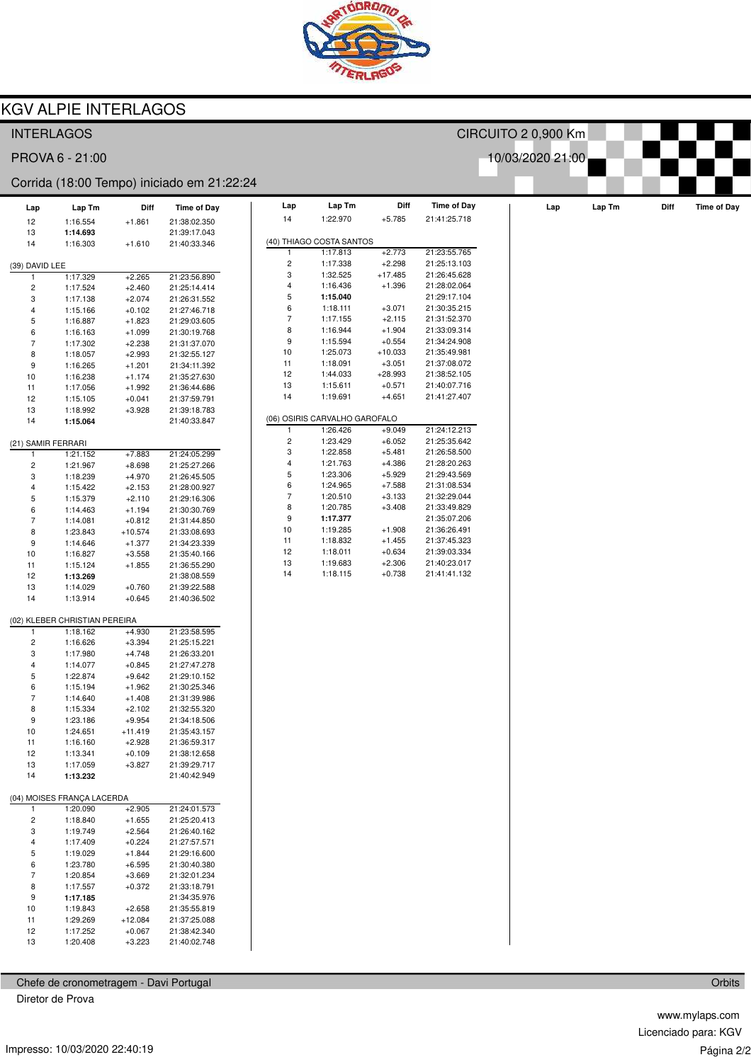# KGV ALPIE INTERLAGOS

INTERLAGOS — CIRCUITO 2 0,900 Km

PROVA 6 - 21:00 — 10/03/2020 21:00

Corrida (18:00 Tempo) iniciado em 21:22:24

| Lap | Lap Tm | Diff | Time of Day |
|---|---|---|---|
| 12 | 1:16.554 | +1.861 | 21:38:02.350 |
| 13 | **1:14.693** | | 21:39:17.043 |
| 14 | 1:16.303 | +1.610 | 21:40:33.346 |

(39) DAVID LEE

| Lap | Lap Tm | Diff | Time of Day |
|---|---|---|---|
| 1 | 1:17.329 | +2.265 | 21:23:56.890 |
| 2 | 1:17.524 | +2.460 | 21:25:14.414 |
| 3 | 1:17.138 | +2.074 | 21:26:31.552 |
| 4 | 1:15.166 | +0.102 | 21:27:46.718 |
| 5 | 1:16.887 | +1.823 | 21:29:03.605 |
| 6 | 1:16.163 | +1.099 | 21:30:19.768 |
| 7 | 1:17.302 | +2.238 | 21:31:37.070 |
| 8 | 1:18.057 | +2.993 | 21:32:55.127 |
| 9 | 1:16.265 | +1.201 | 21:34:11.392 |
| 10 | 1:16.238 | +1.174 | 21:35:27.630 |
| 11 | 1:17.056 | +1.992 | 21:36:44.686 |
| 12 | 1:15.105 | +0.041 | 21:37:59.791 |
| 13 | 1:18.992 | +3.928 | 21:39:18.783 |
| 14 | **1:15.064** | | 21:40:33.847 |

(21) SAMIR FERRARI

| Lap | Lap Tm | Diff | Time of Day |
|---|---|---|---|
| 1 | 1:21.152 | +7.883 | 21:24:05.299 |
| 2 | 1:21.967 | +8.698 | 21:25:27.266 |
| 3 | 1:18.239 | +4.970 | 21:26:45.505 |
| 4 | 1:15.422 | +2.153 | 21:28:00.927 |
| 5 | 1:15.379 | +2.110 | 21:29:16.306 |
| 6 | 1:14.463 | +1.194 | 21:30:30.769 |
| 7 | 1:14.081 | +0.812 | 21:31:44.850 |
| 8 | 1:23.843 | +10.574 | 21:33:08.693 |
| 9 | 1:14.646 | +1.377 | 21:34:23.339 |
| 10 | 1:16.827 | +3.558 | 21:35:40.166 |
| 11 | 1:15.124 | +1.855 | 21:36:55.290 |
| 12 | **1:13.269** | | 21:38:08.559 |
| 13 | 1:14.029 | +0.760 | 21:39:22.588 |
| 14 | 1:13.914 | +0.645 | 21:40:36.502 |

(02) KLEBER CHRISTIAN PEREIRA

| Lap | Lap Tm | Diff | Time of Day |
|---|---|---|---|
| 1 | 1:18.162 | +4.930 | 21:23:58.595 |
| 2 | 1:16.626 | +3.394 | 21:25:15.221 |
| 3 | 1:17.980 | +4.748 | 21:26:33.201 |
| 4 | 1:14.077 | +0.845 | 21:27:47.278 |
| 5 | 1:22.874 | +9.642 | 21:29:10.152 |
| 6 | 1:15.194 | +1.962 | 21:30:25.346 |
| 7 | 1:14.640 | +1.408 | 21:31:39.986 |
| 8 | 1:15.334 | +2.102 | 21:32:55.320 |
| 9 | 1:23.186 | +9.954 | 21:34:18.506 |
| 10 | 1:24.651 | +11.419 | 21:35:43.157 |
| 11 | 1:16.160 | +2.928 | 21:36:59.317 |
| 12 | 1:13.341 | +0.109 | 21:38:12.658 |
| 13 | 1:17.059 | +3.827 | 21:39:29.717 |
| 14 | **1:13.232** | | 21:40:42.949 |

(04) MOISES FRANÇA LACERDA

| Lap | Lap Tm | Diff | Time of Day |
|---|---|---|---|
| 1 | 1:20.090 | +2.905 | 21:24:01.573 |
| 2 | 1:18.840 | +1.655 | 21:25:20.413 |
| 3 | 1:19.749 | +2.564 | 21:26:40.162 |
| 4 | 1:17.409 | +0.224 | 21:27:57.571 |
| 5 | 1:19.029 | +1.844 | 21:29:16.600 |
| 6 | 1:23.780 | +6.595 | 21:30:40.380 |
| 7 | 1:20.854 | +3.669 | 21:32:01.234 |
| 8 | 1:17.557 | +0.372 | 21:33:18.791 |
| 9 | **1:17.185** | | 21:34:35.976 |
| 10 | 1:19.843 | +2.658 | 21:35:55.819 |
| 11 | 1:29.269 | +12.084 | 21:37:25.088 |
| 12 | 1:17.252 | +0.067 | 21:38:42.340 |
| 13 | 1:20.408 | +3.223 | 21:40:02.748 |

| Lap | Lap Tm | Diff | Time of Day |
|---|---|---|---|
| 14 | 1:22.970 | +5.785 | 21:41:25.718 |

(40) THIAGO COSTA SANTOS

| Lap | Lap Tm | Diff | Time of Day |
|---|---|---|---|
| 1 | 1:17.813 | +2.773 | 21:23:55.765 |
| 2 | 1:17.338 | +2.298 | 21:25:13.103 |
| 3 | 1:32.525 | +17.485 | 21:26:45.628 |
| 4 | 1:16.436 | +1.396 | 21:28:02.064 |
| 5 | **1:15.040** | | 21:29:17.104 |
| 6 | 1:18.111 | +3.071 | 21:30:35.215 |
| 7 | 1:17.155 | +2.115 | 21:31:52.370 |
| 8 | 1:16.944 | +1.904 | 21:33:09.314 |
| 9 | 1:15.594 | +0.554 | 21:34:24.908 |
| 10 | 1:25.073 | +10.033 | 21:35:49.981 |
| 11 | 1:18.091 | +3.051 | 21:37:08.072 |
| 12 | 1:44.033 | +28.993 | 21:38:52.105 |
| 13 | 1:15.611 | +0.571 | 21:40:07.716 |
| 14 | 1:19.691 | +4.651 | 21:41:27.407 |

(06) OSIRIS CARVALHO GAROFALO

| Lap | Lap Tm | Diff | Time of Day |
|---|---|---|---|
| 1 | 1:26.426 | +9.049 | 21:24:12.213 |
| 2 | 1:23.429 | +6.052 | 21:25:35.642 |
| 3 | 1:22.858 | +5.481 | 21:26:58.500 |
| 4 | 1:21.763 | +4.386 | 21:28:20.263 |
| 5 | 1:23.306 | +5.929 | 21:29:43.569 |
| 6 | 1:24.965 | +7.588 | 21:31:08.534 |
| 7 | 1:20.510 | +3.133 | 21:32:29.044 |
| 8 | 1:20.785 | +3.408 | 21:33:49.829 |
| 9 | **1:17.377** | | 21:35:07.206 |
| 10 | 1:19.285 | +1.908 | 21:36:26.491 |
| 11 | 1:18.832 | +1.455 | 21:37:45.323 |
| 12 | 1:18.011 | +0.634 | 21:39:03.334 |
| 13 | 1:19.683 | +2.306 | 21:40:23.017 |
| 14 | 1:18.115 | +0.738 | 21:41:41.132 |

Chefe de cronometragem - Davi Portugal

Diretor de Prova

Orbits

www.mylaps.com

Licenciado para: KGV

Impresso: 10/03/2020 22:40:19